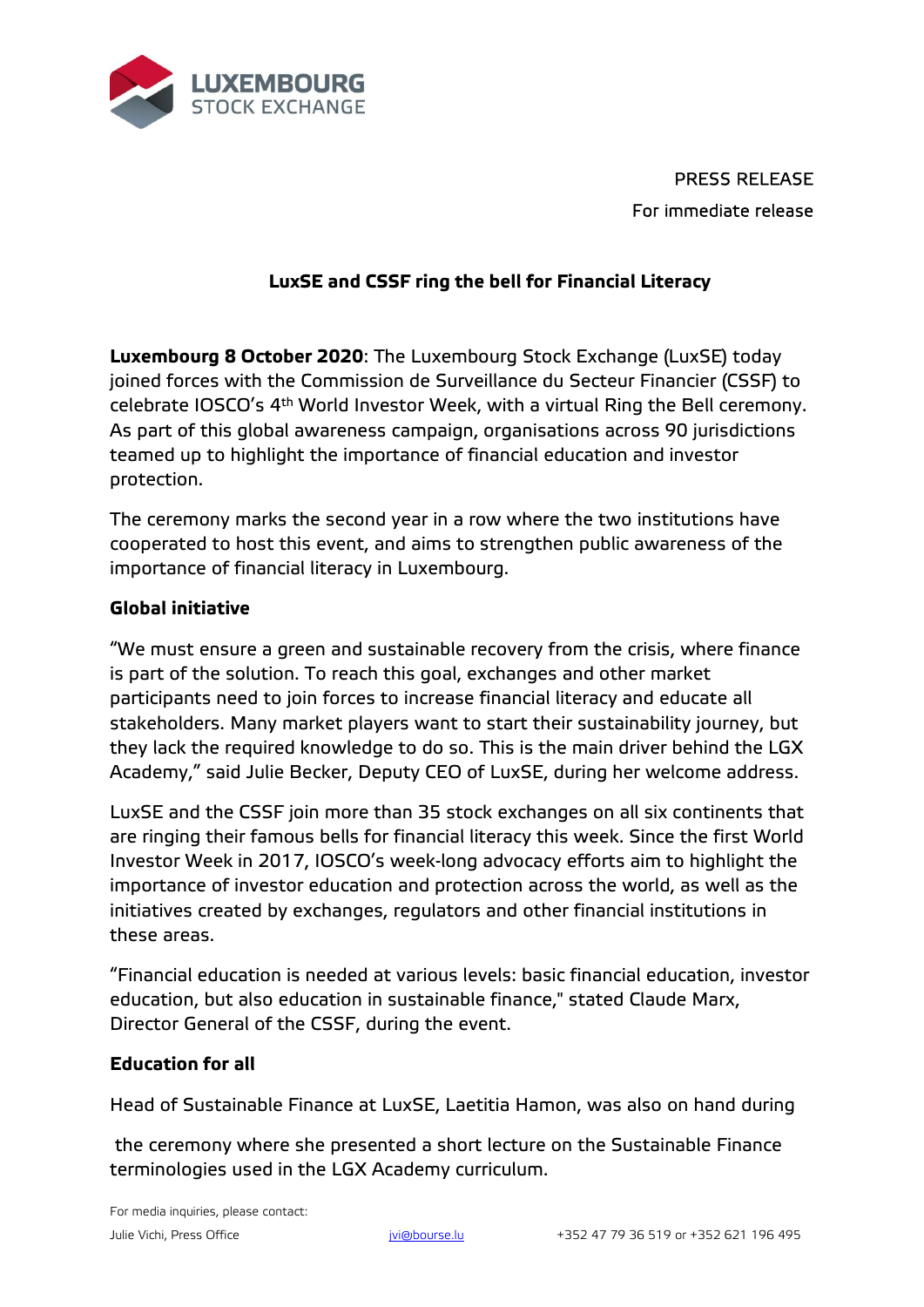PRESS RELEASE

For immediate release

## LuxSE and CSSF ring the bell for Financial Literacy

**Luxembourg 8 October 2020**: The Luxembourg Stock Exchange (LuxSE) today joined forces with the Commission de Surveillance du Secteur Financier (CSSF) to celebrate IOSCO's 4th World Investor Week, with a virtual Ring the Bell ceremony. As part of this global awareness campaign, organisations across 90 jurisdictions teamed up to highlight the importance of financial education and investor protection.

The ceremony marks the second year in a row where the two institutions have cooperated to host this event, and aims to strengthen public awareness of the importance of financial literacy in Luxembourg.

### Global initiative

"We must ensure a green and sustainable recovery from the crisis, where finance is part of the solution. To reach this goal, exchanges and other market participants need to join forces to increase financial literacy and educate all stakeholders. Many market players want to start their sustainability journey, but they lack the required knowledge to do so. This is the main driver behind the LGX Academy," said Julie Becker, Deputy CEO of LuxSE, during her welcome address.

LuxSE and the CSSF join more than 35 stock exchanges on all six continents that are ringing their famous bells for financial literacy this week. Since the first World Investor Week in 2017, IOSCO's week-long advocacy efforts aim to highlight the importance of investor education and protection across the world, as well as the initiatives created by exchanges, regulators and other financial institutions in these areas.

"Financial education is needed at various levels: basic financial education, investor education, but also education in sustainable finance," stated Claude Marx, Director General of the CSSF, during the event.

### Education for all

Head of Sustainable Finance at LuxSE, Laetitia Hamon, was also on hand during the ceremony where she presented a short lecture on the Sustainable Finance terminologies used in the LGX Academy curriculum.

For media inquiries, please contact:

Julie Vichi, Press Office jvi@bourse.lu +352 47 79 36 519 or +352 621 196 495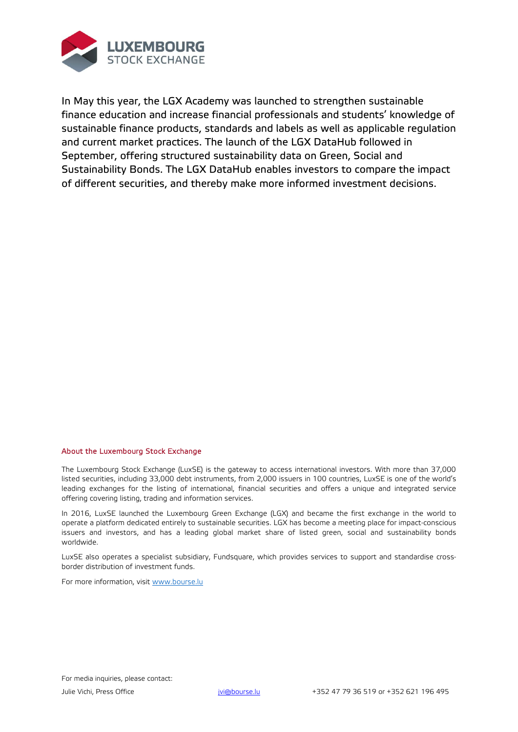In May this year, the LGX Academy was launched to strengthen sustainable finance education and increase financial professionals and students' knowledge of sustainable finance products, standards and labels as well as applicable regulation and current market practices. The launch of the LGX DataHub followed in September, offering structured sustainability data on Green, Social and Sustainability Bonds. The LGX DataHub enables investors to compare the impact of different securities, and thereby make more informed investment decisions.

### About the Luxembourg Stock Exchange

The Luxembourg Stock Exchange (LuxSE) is the gateway to access international investors. With more than 37,000 listed securities, including 33,000 debt instruments, from 2,000 issuers in 100 countries, LuxSE is one of the world's leading exchanges for the listing of international, financial securities and offers a unique and integrated service offering covering listing, trading and information services.

In 2016, LuxSE launched the Luxembourg Green Exchange (LGX) and became the first exchange in the world to operate a platform dedicated entirely to sustainable securities. LGX has become a meeting place for impact-conscious issuers and investors, and has a leading global market share of listed green, social and sustainability bonds worldwide.

LuxSE also operates a specialist subsidiary, Fundsquare, which provides services to support and standardise cross-border distribution of investment funds.

For more information, visit [www.bourse.lu](http://www.bourse.lu)

For media inquiries, please contact:

Julie Vichi, Press Office [jvi@bourse.lu](mailto:jvi@bourse.lu) +352 47 79 36 519 or +352 621 196 495